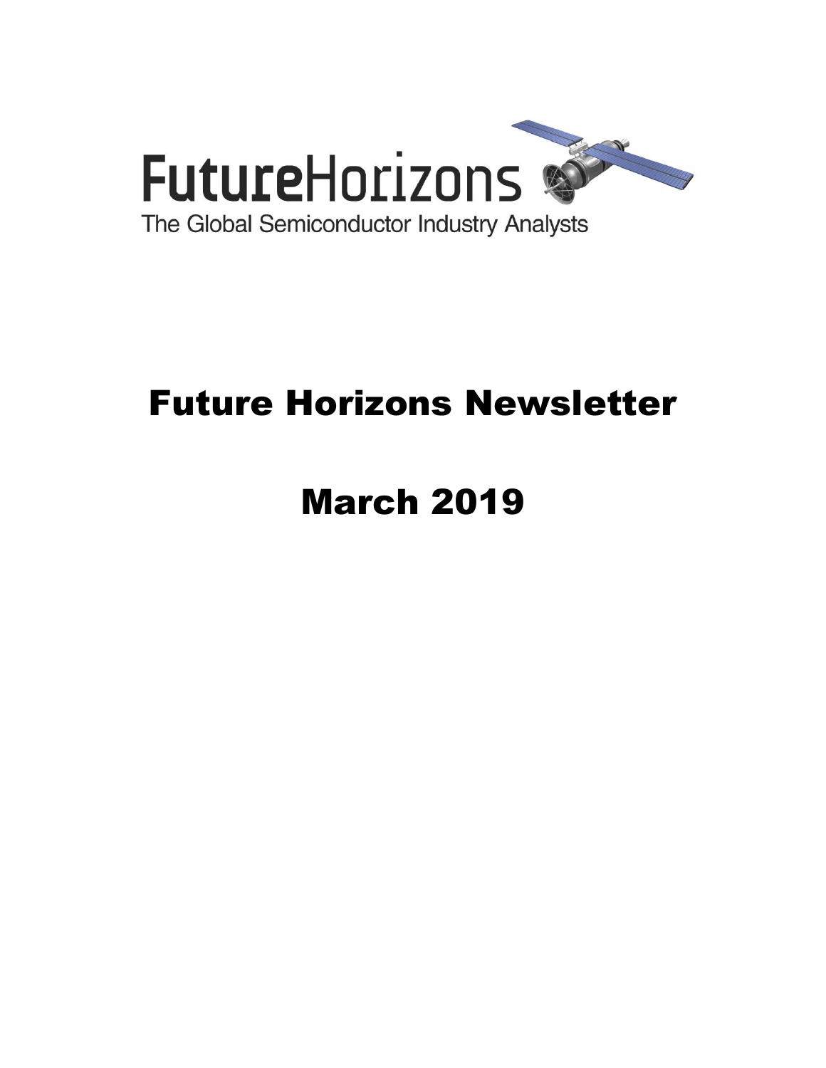FutureHorizons

The Global Semiconductor Industry Analysts

# Future Horizons Newsletter

# March 2019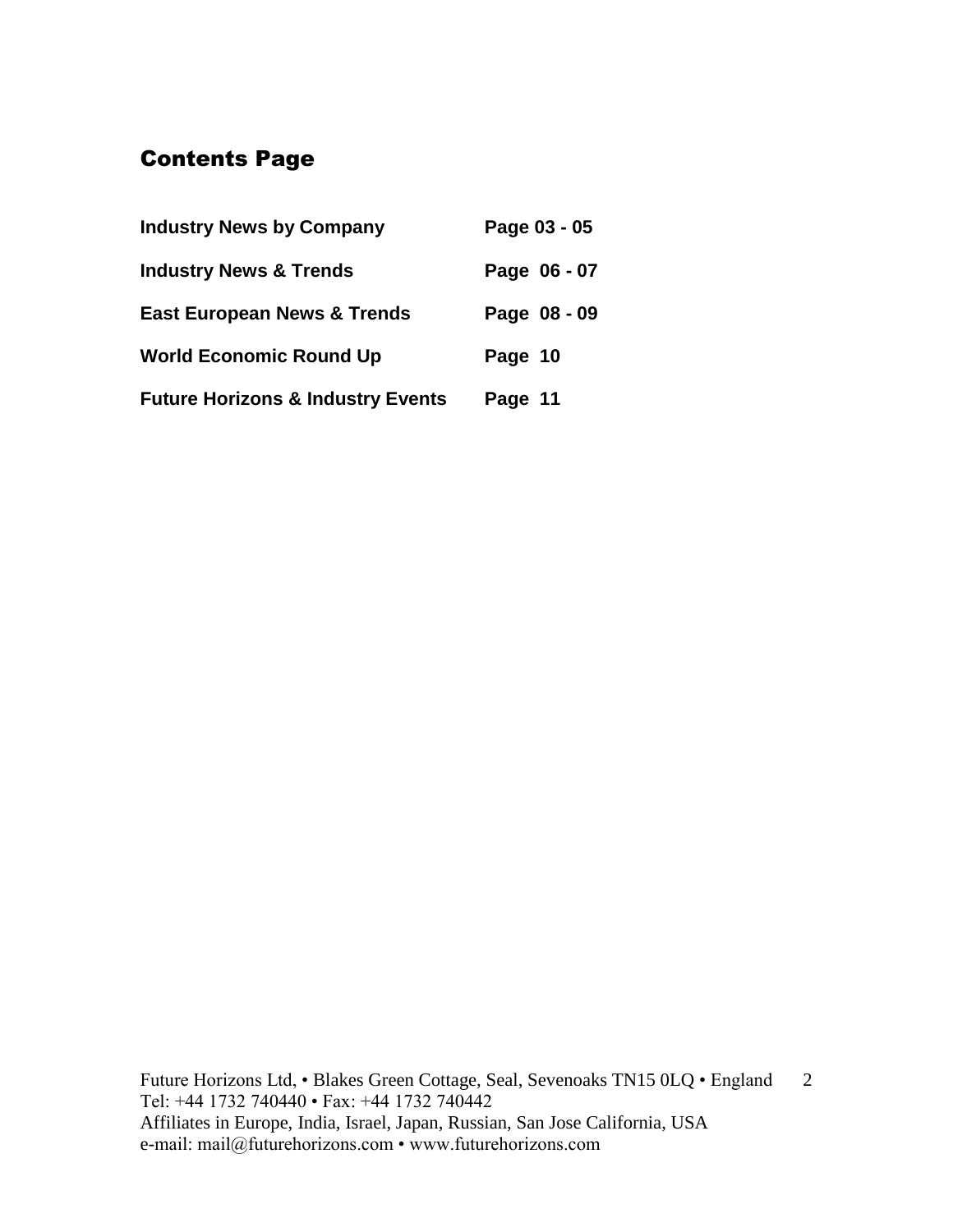# Contents Page

| | |
|---|---|
| **Industry News by Company** | **Page 03 - 05** |
| **Industry News & Trends** | **Page 06 - 07** |
| **East European News & Trends** | **Page 08 - 09** |
| **World Economic Round Up** | **Page 10** |
| **Future Horizons & Industry Events** | **Page 11** |

Future Horizons Ltd, • Blakes Green Cottage, Seal, Sevenoaks TN15 0LQ • England
Tel: +44 1732 740440 • Fax: +44 1732 740442
Affiliates in Europe, India, Israel, Japan, Russian, San Jose California, USA
e-mail: mail@futurehorizons.com • www.futurehorizons.com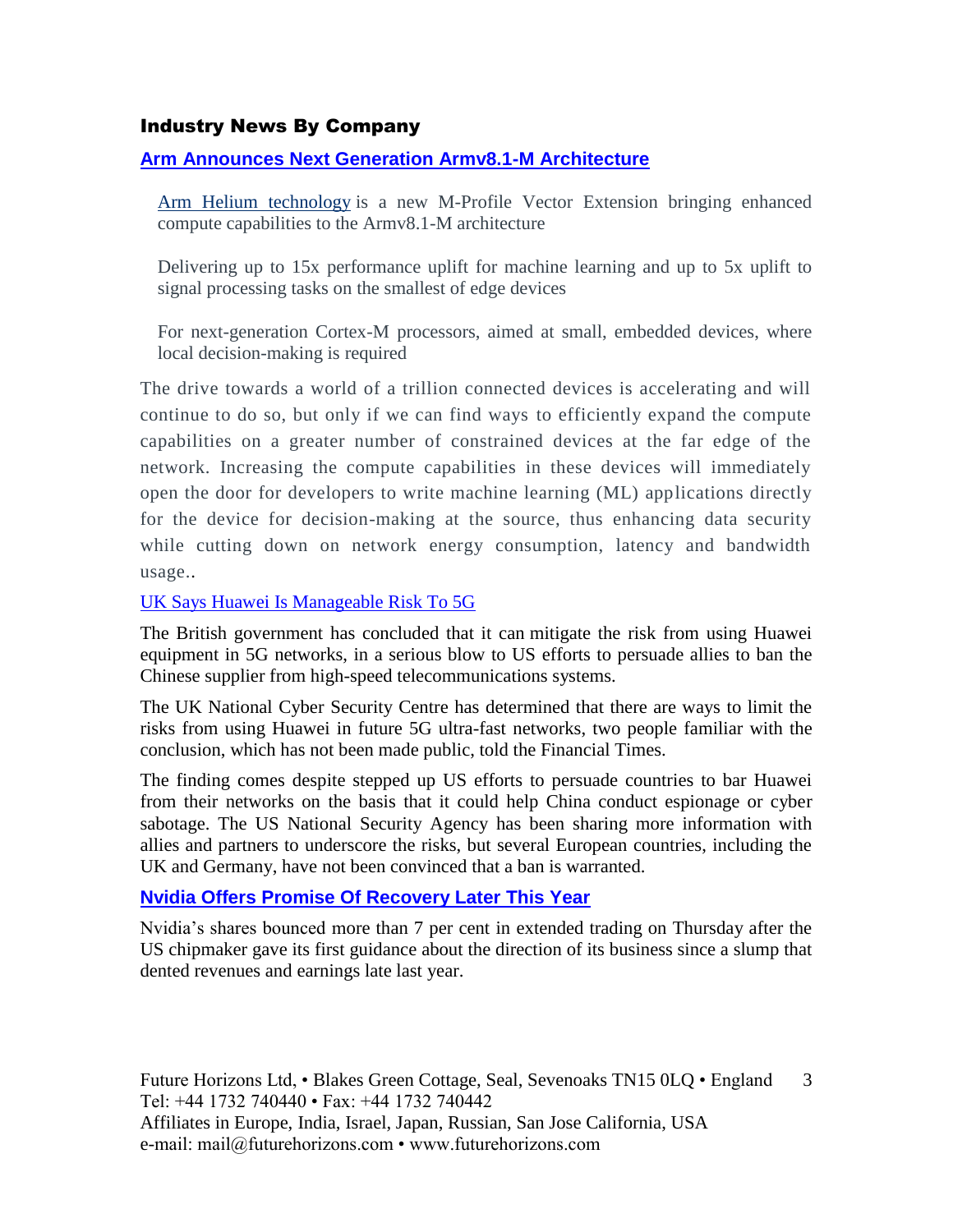## Industry News By Company

### Arm Announces Next Generation Armv8.1-M Architecture

> Arm Helium technology is a new M-Profile Vector Extension bringing enhanced compute capabilities to the Armv8.1-M architecture
>
> Delivering up to 15x performance uplift for machine learning and up to 5x uplift to signal processing tasks on the smallest of edge devices
>
> For next-generation Cortex-M processors, aimed at small, embedded devices, where local decision-making is required

The drive towards a world of a trillion connected devices is accelerating and will continue to do so, but only if we can find ways to efficiently expand the compute capabilities on a greater number of constrained devices at the far edge of the network. Increasing the compute capabilities in these devices will immediately open the door for developers to write machine learning (ML) applications directly for the device for decision-making at the source, thus enhancing data security while cutting down on network energy consumption, latency and bandwidth usage..

### UK Says Huawei Is Manageable Risk To 5G

The British government has concluded that it can mitigate the risk from using Huawei equipment in 5G networks, in a serious blow to US efforts to persuade allies to ban the Chinese supplier from high-speed telecommunications systems.

The UK National Cyber Security Centre has determined that there are ways to limit the risks from using Huawei in future 5G ultra-fast networks, two people familiar with the conclusion, which has not been made public, told the Financial Times.

The finding comes despite stepped up US efforts to persuade countries to bar Huawei from their networks on the basis that it could help China conduct espionage or cyber sabotage. The US National Security Agency has been sharing more information with allies and partners to underscore the risks, but several European countries, including the UK and Germany, have not been convinced that a ban is warranted.

### Nvidia Offers Promise Of Recovery Later This Year

Nvidia's shares bounced more than 7 per cent in extended trading on Thursday after the US chipmaker gave its first guidance about the direction of its business since a slump that dented revenues and earnings late last year.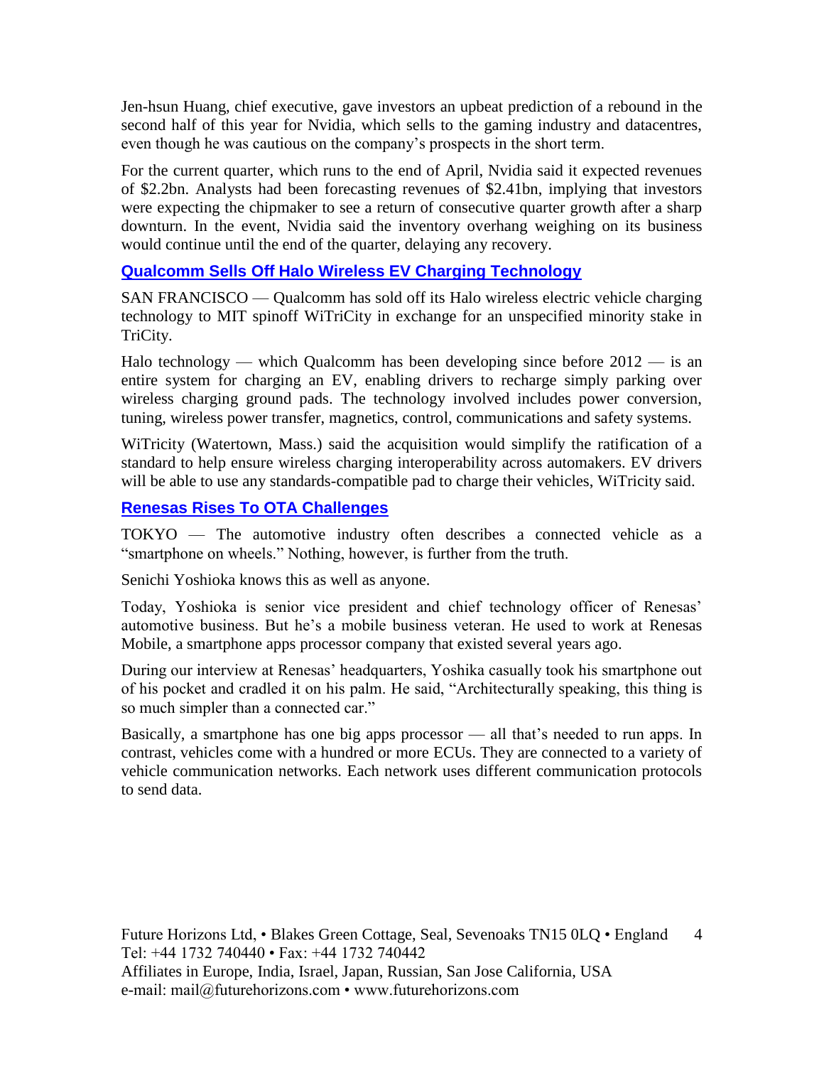Jen-hsun Huang, chief executive, gave investors an upbeat prediction of a rebound in the second half of this year for Nvidia, which sells to the gaming industry and datacentres, even though he was cautious on the company's prospects in the short term.

For the current quarter, which runs to the end of April, Nvidia said it expected revenues of $2.2bn. Analysts had been forecasting revenues of $2.41bn, implying that investors were expecting the chipmaker to see a return of consecutive quarter growth after a sharp downturn. In the event, Nvidia said the inventory overhang weighing on its business would continue until the end of the quarter, delaying any recovery.

## Qualcomm Sells Off Halo Wireless EV Charging Technology

SAN FRANCISCO — Qualcomm has sold off its Halo wireless electric vehicle charging technology to MIT spinoff WiTriCity in exchange for an unspecified minority stake in TriCity.

Halo technology — which Qualcomm has been developing since before 2012 — is an entire system for charging an EV, enabling drivers to recharge simply parking over wireless charging ground pads. The technology involved includes power conversion, tuning, wireless power transfer, magnetics, control, communications and safety systems.

WiTricity (Watertown, Mass.) said the acquisition would simplify the ratification of a standard to help ensure wireless charging interoperability across automakers. EV drivers will be able to use any standards-compatible pad to charge their vehicles, WiTricity said.

## Renesas Rises To OTA Challenges

TOKYO — The automotive industry often describes a connected vehicle as a "smartphone on wheels." Nothing, however, is further from the truth.

Senichi Yoshioka knows this as well as anyone.

Today, Yoshioka is senior vice president and chief technology officer of Renesas' automotive business. But he's a mobile business veteran. He used to work at Renesas Mobile, a smartphone apps processor company that existed several years ago.

During our interview at Renesas' headquarters, Yoshika casually took his smartphone out of his pocket and cradled it on his palm. He said, "Architecturally speaking, this thing is so much simpler than a connected car."

Basically, a smartphone has one big apps processor — all that's needed to run apps. In contrast, vehicles come with a hundred or more ECUs. They are connected to a variety of vehicle communication networks. Each network uses different communication protocols to send data.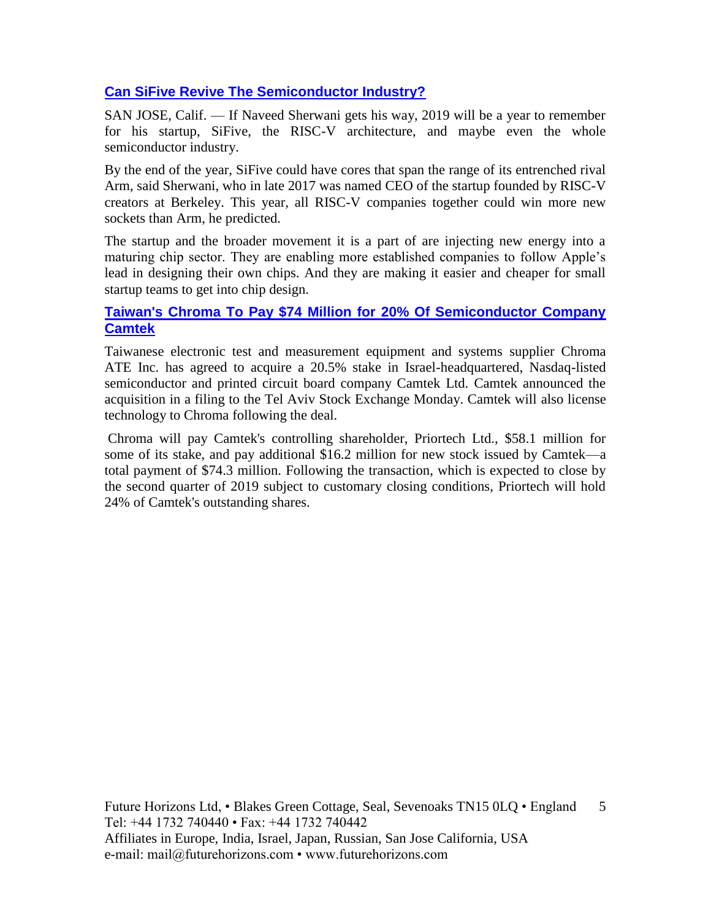## [Can SiFive Revive The Semiconductor Industry?]

SAN JOSE, Calif. — If Naveed Sherwani gets his way, 2019 will be a year to remember for his startup, SiFive, the RISC-V architecture, and maybe even the whole semiconductor industry.

By the end of the year, SiFive could have cores that span the range of its entrenched rival Arm, said Sherwani, who in late 2017 was named CEO of the startup founded by RISC-V creators at Berkeley. This year, all RISC-V companies together could win more new sockets than Arm, he predicted.

The startup and the broader movement it is a part of are injecting new energy into a maturing chip sector. They are enabling more established companies to follow Apple's lead in designing their own chips. And they are making it easier and cheaper for small startup teams to get into chip design.

## [Taiwan's Chroma To Pay $74 Million for 20% Of Semiconductor Company Camtek]

Taiwanese electronic test and measurement equipment and systems supplier Chroma ATE Inc. has agreed to acquire a 20.5% stake in Israel-headquartered, Nasdaq-listed semiconductor and printed circuit board company Camtek Ltd. Camtek announced the acquisition in a filing to the Tel Aviv Stock Exchange Monday. Camtek will also license technology to Chroma following the deal.

Chroma will pay Camtek's controlling shareholder, Priortech Ltd., $58.1 million for some of its stake, and pay additional $16.2 million for new stock issued by Camtek—a total payment of $74.3 million. Following the transaction, which is expected to close by the second quarter of 2019 subject to customary closing conditions, Priortech will hold 24% of Camtek's outstanding shares.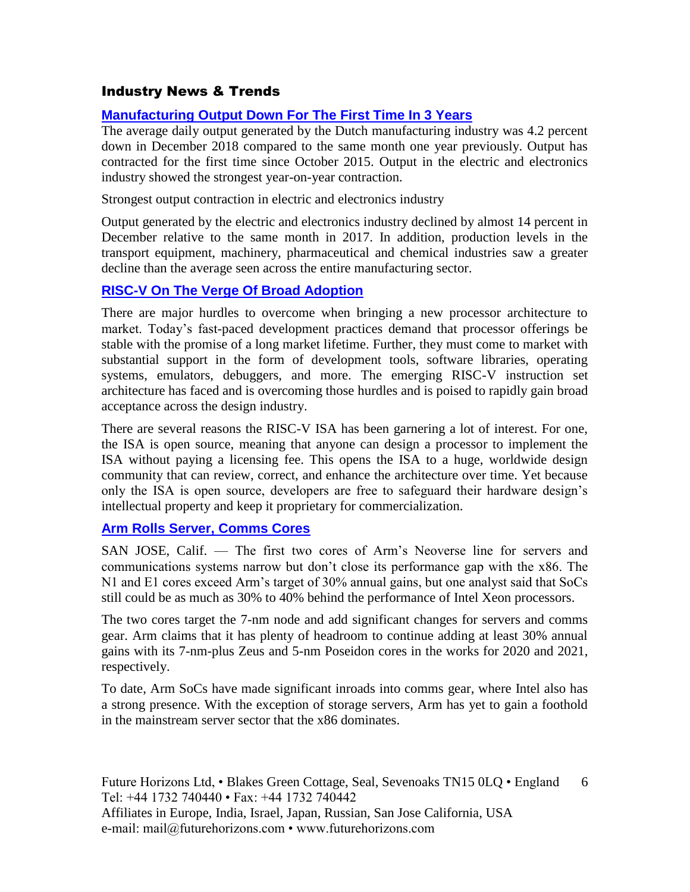## Industry News & Trends

### Manufacturing Output Down For The First Time In 3 Years

The average daily output generated by the Dutch manufacturing industry was 4.2 percent down in December 2018 compared to the same month one year previously. Output has contracted for the first time since October 2015. Output in the electric and electronics industry showed the strongest year-on-year contraction.

Strongest output contraction in electric and electronics industry

Output generated by the electric and electronics industry declined by almost 14 percent in December relative to the same month in 2017. In addition, production levels in the transport equipment, machinery, pharmaceutical and chemical industries saw a greater decline than the average seen across the entire manufacturing sector.

### RISC-V On The Verge Of Broad Adoption

There are major hurdles to overcome when bringing a new processor architecture to market. Today's fast-paced development practices demand that processor offerings be stable with the promise of a long market lifetime. Further, they must come to market with substantial support in the form of development tools, software libraries, operating systems, emulators, debuggers, and more. The emerging RISC-V instruction set architecture has faced and is overcoming those hurdles and is poised to rapidly gain broad acceptance across the design industry.

There are several reasons the RISC-V ISA has been garnering a lot of interest. For one, the ISA is open source, meaning that anyone can design a processor to implement the ISA without paying a licensing fee. This opens the ISA to a huge, worldwide design community that can review, correct, and enhance the architecture over time. Yet because only the ISA is open source, developers are free to safeguard their hardware design's intellectual property and keep it proprietary for commercialization.

### Arm Rolls Server, Comms Cores

SAN JOSE, Calif. — The first two cores of Arm's Neoverse line for servers and communications systems narrow but don't close its performance gap with the x86. The N1 and E1 cores exceed Arm's target of 30% annual gains, but one analyst said that SoCs still could be as much as 30% to 40% behind the performance of Intel Xeon processors.

The two cores target the 7-nm node and add significant changes for servers and comms gear. Arm claims that it has plenty of headroom to continue adding at least 30% annual gains with its 7-nm-plus Zeus and 5-nm Poseidon cores in the works for 2020 and 2021, respectively.

To date, Arm SoCs have made significant inroads into comms gear, where Intel also has a strong presence. With the exception of storage servers, Arm has yet to gain a foothold in the mainstream server sector that the x86 dominates.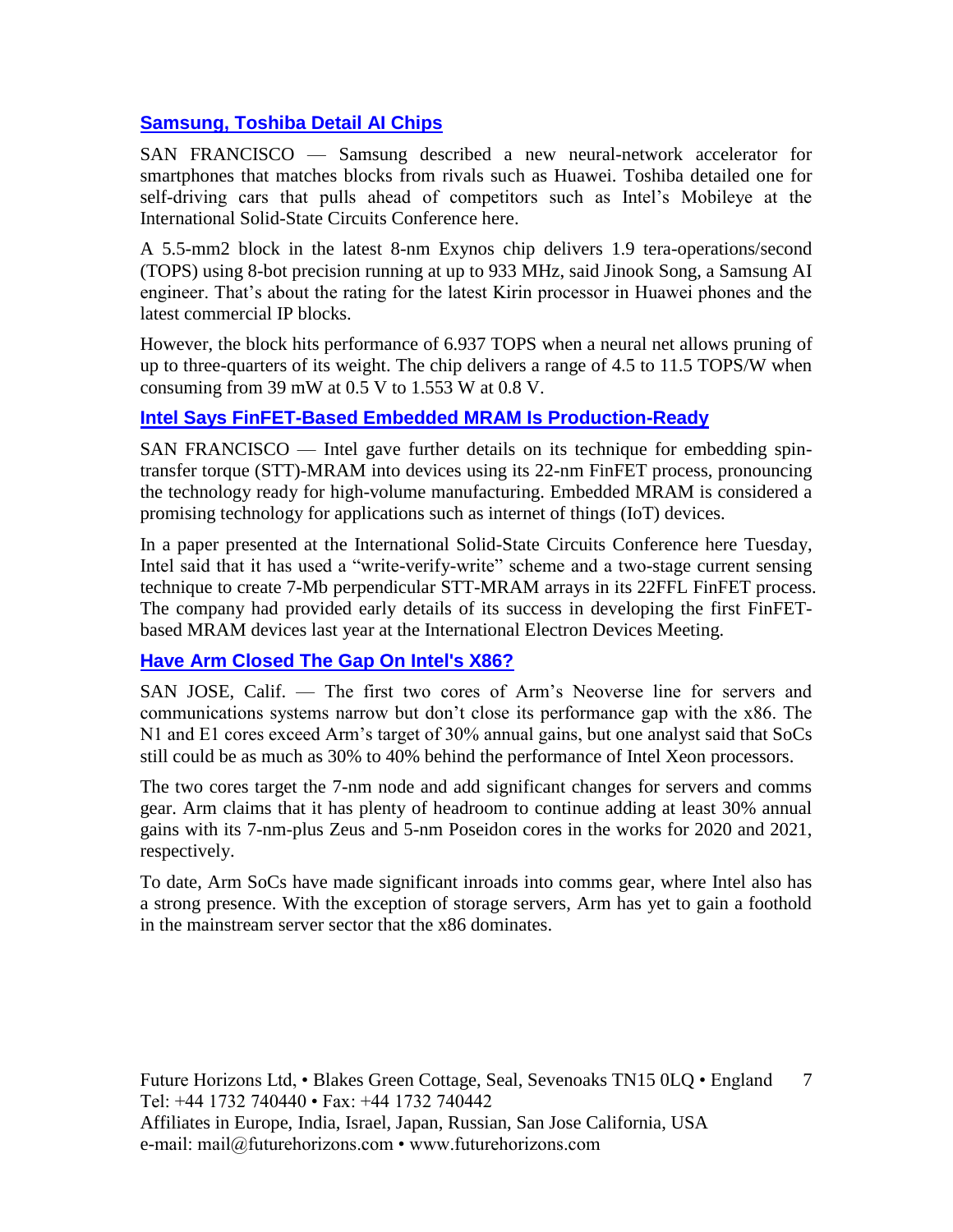## [Samsung, Toshiba Detail AI Chips]()

SAN FRANCISCO — Samsung described a new neural-network accelerator for smartphones that matches blocks from rivals such as Huawei. Toshiba detailed one for self-driving cars that pulls ahead of competitors such as Intel's Mobileye at the International Solid-State Circuits Conference here.

A 5.5-mm2 block in the latest 8-nm Exynos chip delivers 1.9 tera-operations/second (TOPS) using 8-bot precision running at up to 933 MHz, said Jinook Song, a Samsung AI engineer. That's about the rating for the latest Kirin processor in Huawei phones and the latest commercial IP blocks.

However, the block hits performance of 6.937 TOPS when a neural net allows pruning of up to three-quarters of its weight. The chip delivers a range of 4.5 to 11.5 TOPS/W when consuming from 39 mW at 0.5 V to 1.553 W at 0.8 V.

## [Intel Says FinFET-Based Embedded MRAM Is Production-Ready]()

SAN FRANCISCO — Intel gave further details on its technique for embedding spin-transfer torque (STT)-MRAM into devices using its 22-nm FinFET process, pronouncing the technology ready for high-volume manufacturing. Embedded MRAM is considered a promising technology for applications such as internet of things (IoT) devices.

In a paper presented at the International Solid-State Circuits Conference here Tuesday, Intel said that it has used a "write-verify-write" scheme and a two-stage current sensing technique to create 7-Mb perpendicular STT-MRAM arrays in its 22FFL FinFET process. The company had provided early details of its success in developing the first FinFET-based MRAM devices last year at the International Electron Devices Meeting.

## [Have Arm Closed The Gap On Intel's X86?]()

SAN JOSE, Calif. — The first two cores of Arm's Neoverse line for servers and communications systems narrow but don't close its performance gap with the x86. The N1 and E1 cores exceed Arm's target of 30% annual gains, but one analyst said that SoCs still could be as much as 30% to 40% behind the performance of Intel Xeon processors.

The two cores target the 7-nm node and add significant changes for servers and comms gear. Arm claims that it has plenty of headroom to continue adding at least 30% annual gains with its 7-nm-plus Zeus and 5-nm Poseidon cores in the works for 2020 and 2021, respectively.

To date, Arm SoCs have made significant inroads into comms gear, where Intel also has a strong presence. With the exception of storage servers, Arm has yet to gain a foothold in the mainstream server sector that the x86 dominates.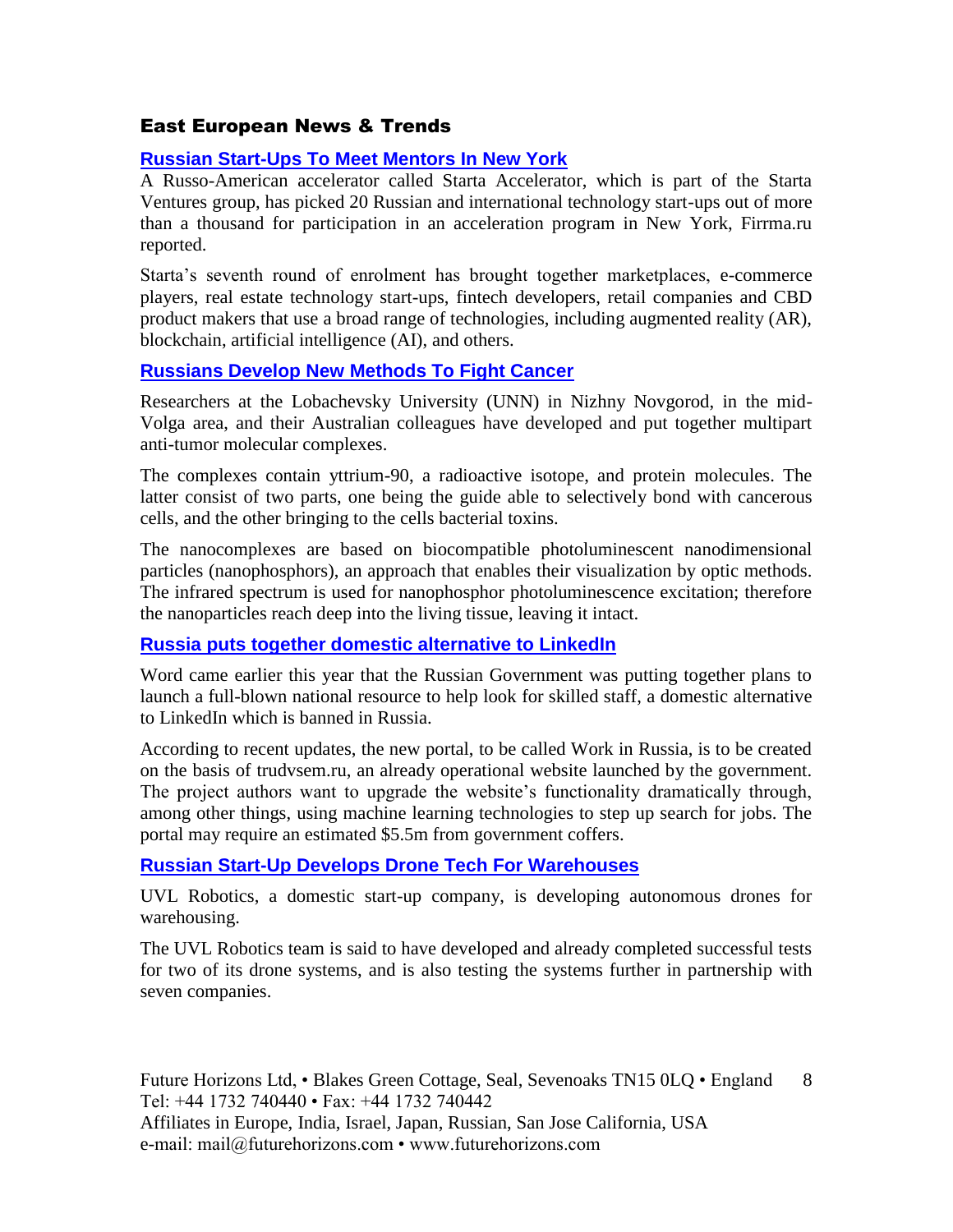## East European News & Trends

### Russian Start-Ups To Meet Mentors In New York

A Russo-American accelerator called Starta Accelerator, which is part of the Starta Ventures group, has picked 20 Russian and international technology start-ups out of more than a thousand for participation in an acceleration program in New York, Firrma.ru reported.

Starta's seventh round of enrolment has brought together marketplaces, e-commerce players, real estate technology start-ups, fintech developers, retail companies and CBD product makers that use a broad range of technologies, including augmented reality (AR), blockchain, artificial intelligence (AI), and others.

### Russians Develop New Methods To Fight Cancer

Researchers at the Lobachevsky University (UNN) in Nizhny Novgorod, in the mid-Volga area, and their Australian colleagues have developed and put together multipart anti-tumor molecular complexes.

The complexes contain yttrium-90, a radioactive isotope, and protein molecules. The latter consist of two parts, one being the guide able to selectively bond with cancerous cells, and the other bringing to the cells bacterial toxins.

The nanocomplexes are based on biocompatible photoluminescent nanodimensional particles (nanophosphors), an approach that enables their visualization by optic methods. The infrared spectrum is used for nanophosphor photoluminescence excitation; therefore the nanoparticles reach deep into the living tissue, leaving it intact.

### Russia puts together domestic alternative to LinkedIn

Word came earlier this year that the Russian Government was putting together plans to launch a full-blown national resource to help look for skilled staff, a domestic alternative to LinkedIn which is banned in Russia.

According to recent updates, the new portal, to be called Work in Russia, is to be created on the basis of trudvsem.ru, an already operational website launched by the government. The project authors want to upgrade the website's functionality dramatically through, among other things, using machine learning technologies to step up search for jobs. The portal may require an estimated $5.5m from government coffers.

### Russian Start-Up Develops Drone Tech For Warehouses

UVL Robotics, a domestic start-up company, is developing autonomous drones for warehousing.

The UVL Robotics team is said to have developed and already completed successful tests for two of its drone systems, and is also testing the systems further in partnership with seven companies.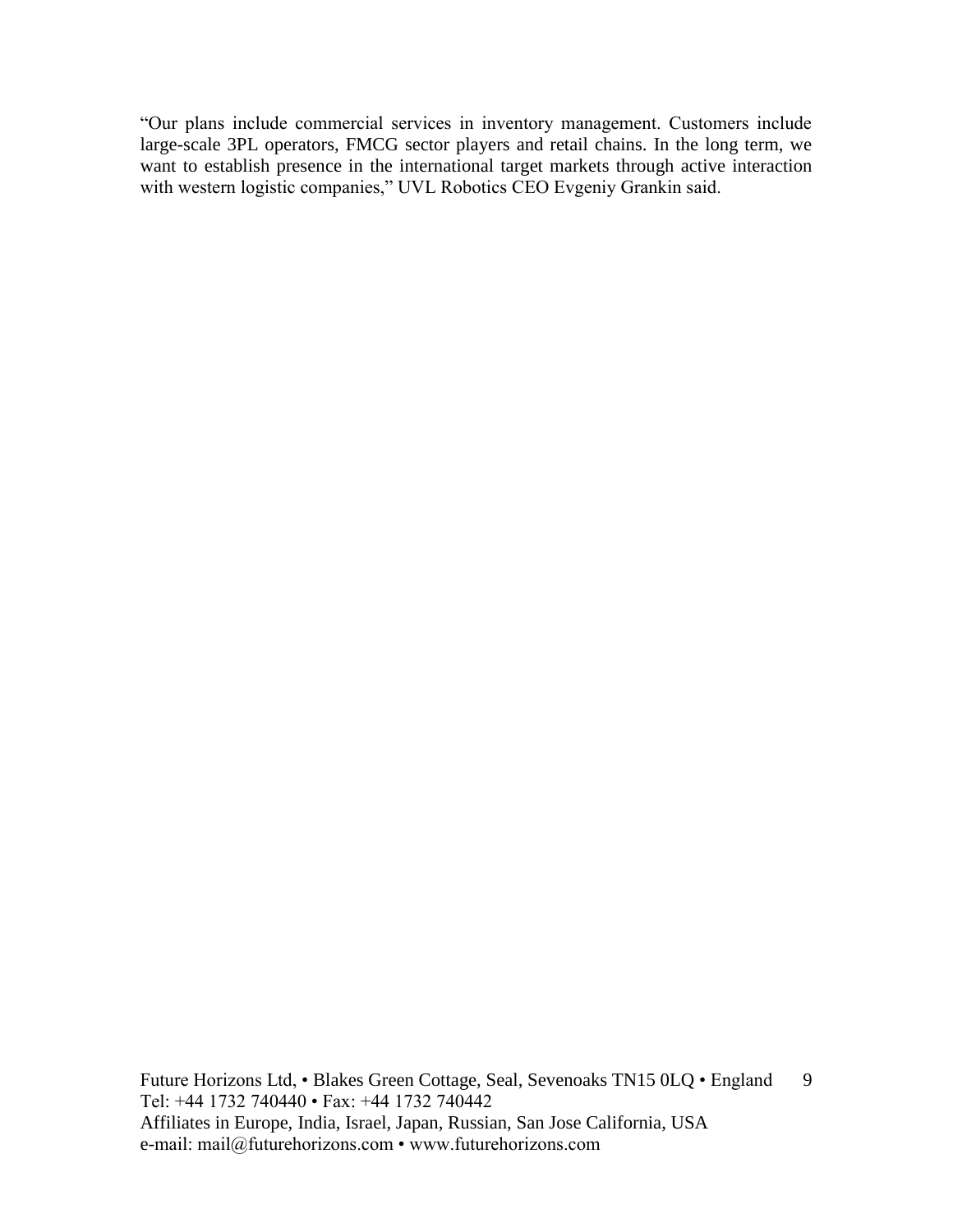"Our plans include commercial services in inventory management. Customers include large-scale 3PL operators, FMCG sector players and retail chains. In the long term, we want to establish presence in the international target markets through active interaction with western logistic companies," UVL Robotics CEO Evgeniy Grankin said.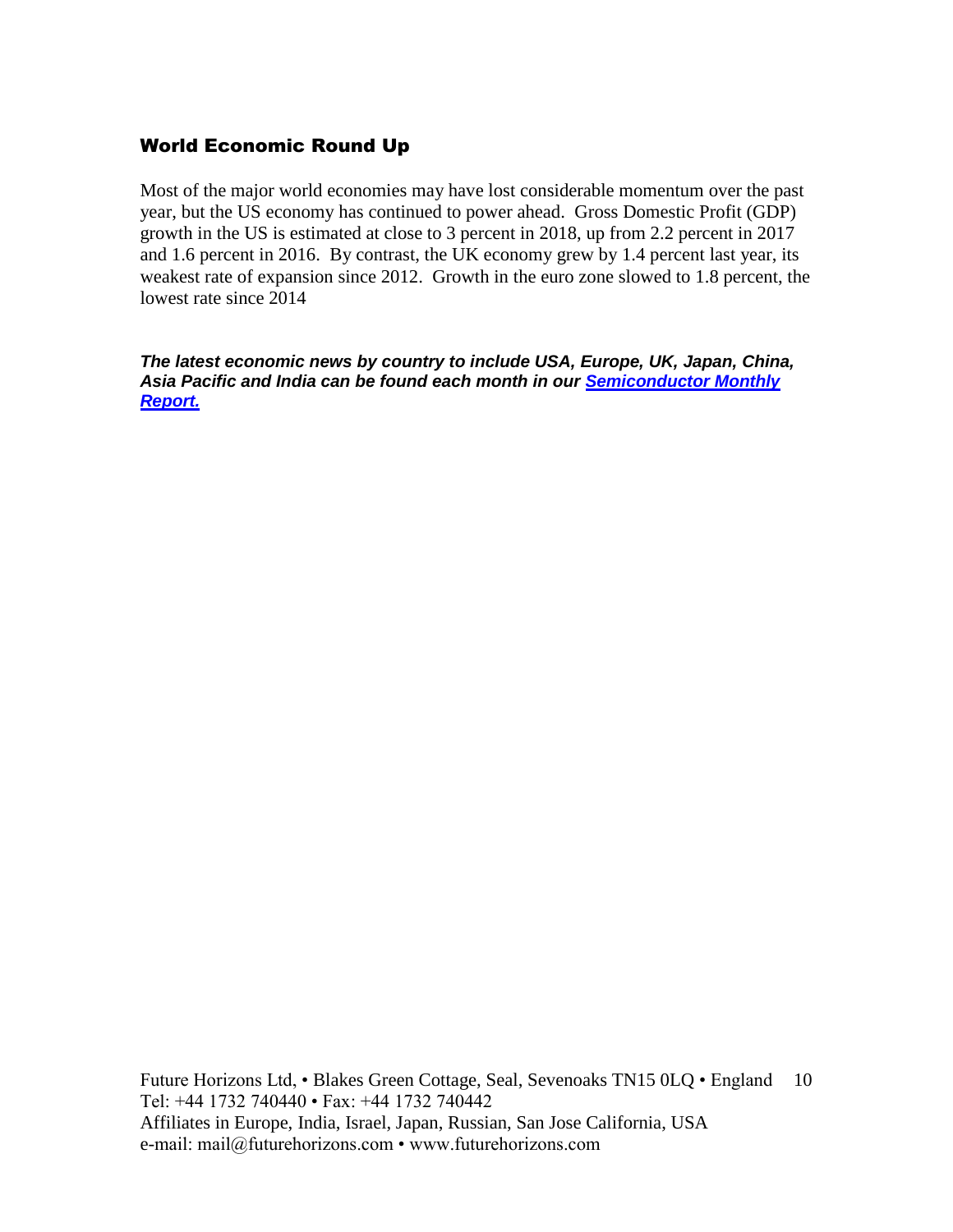## World Economic Round Up

Most of the major world economies may have lost considerable momentum over the past year, but the US economy has continued to power ahead. Gross Domestic Profit (GDP) growth in the US is estimated at close to 3 percent in 2018, up from 2.2 percent in 2017 and 1.6 percent in 2016. By contrast, the UK economy grew by 1.4 percent last year, its weakest rate of expansion since 2012. Growth in the euro zone slowed to 1.8 percent, the lowest rate since 2014

***The latest economic news by country to include USA, Europe, UK, Japan, China, Asia Pacific and India can be found each month in our Semiconductor Monthly Report.***

Future Horizons Ltd, • Blakes Green Cottage, Seal, Sevenoaks TN15 0LQ • England
Tel: +44 1732 740440 • Fax: +44 1732 740442
Affiliates in Europe, India, Israel, Japan, Russian, San Jose California, USA
e-mail: mail@futurehorizons.com • www.futurehorizons.com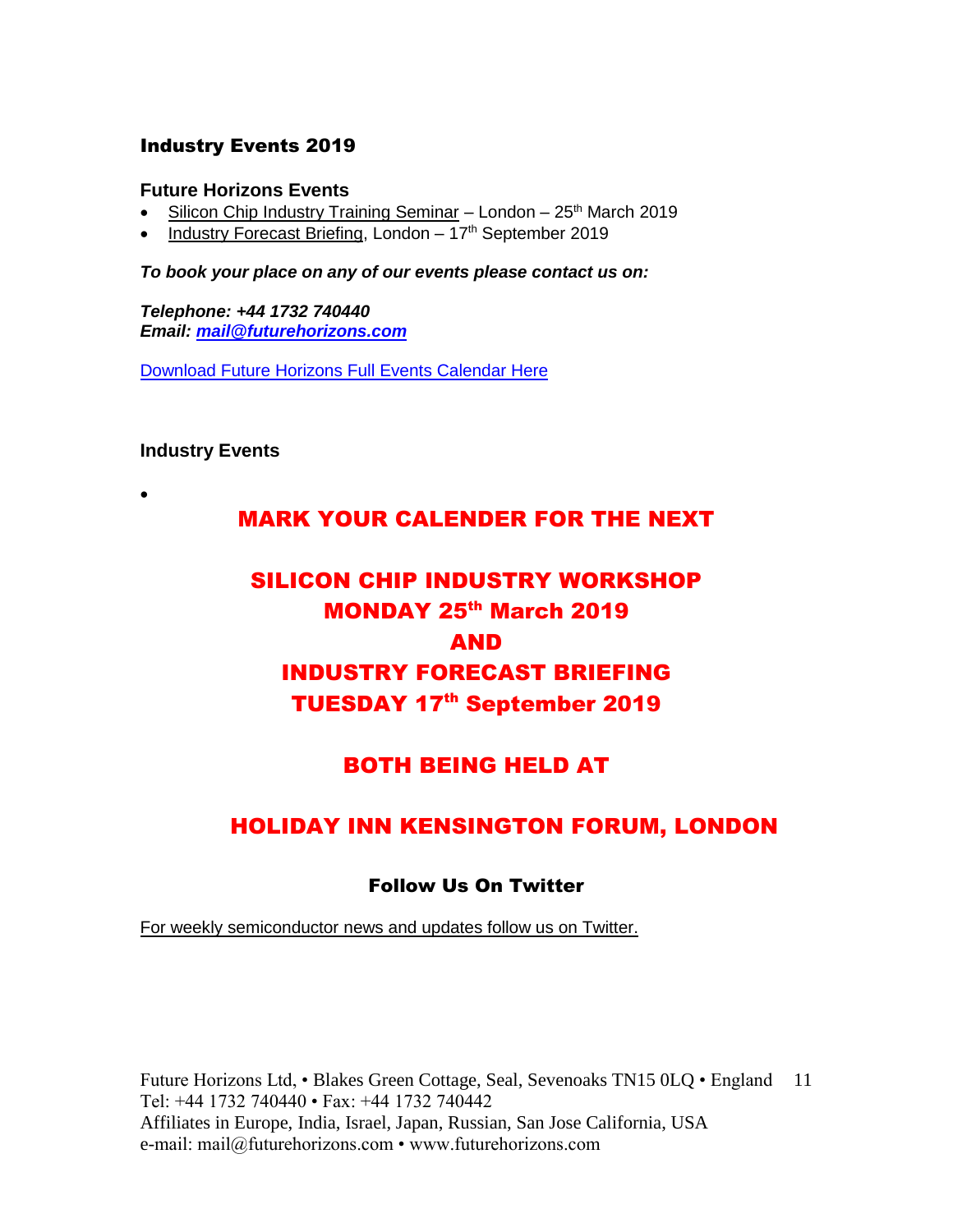## Industry Events 2019

### Future Horizons Events

- Silicon Chip Industry Training Seminar – London – 25th March 2019
- Industry Forecast Briefing, London – 17th September 2019

***To book your place on any of our events please contact us on:***

***Telephone: +44 1732 740440***
***Email: mail@futurehorizons.com***

Download Future Horizons Full Events Calendar Here

### Industry Events

- 

**MARK YOUR CALENDER FOR THE NEXT**

**SILICON CHIP INDUSTRY WORKSHOP**
**MONDAY 25th March 2019**
**AND**
**INDUSTRY FORECAST BRIEFING**
**TUESDAY 17th September 2019**

**BOTH BEING HELD AT**

**HOLIDAY INN KENSINGTON FORUM, LONDON**

**Follow Us On Twitter**

For weekly semiconductor news and updates follow us on Twitter.

Future Horizons Ltd, • Blakes Green Cottage, Seal, Sevenoaks TN15 0LQ • England
Tel: +44 1732 740440 • Fax: +44 1732 740442
Affiliates in Europe, India, Israel, Japan, Russian, San Jose California, USA
e-mail: mail@futurehorizons.com • www.futurehorizons.com